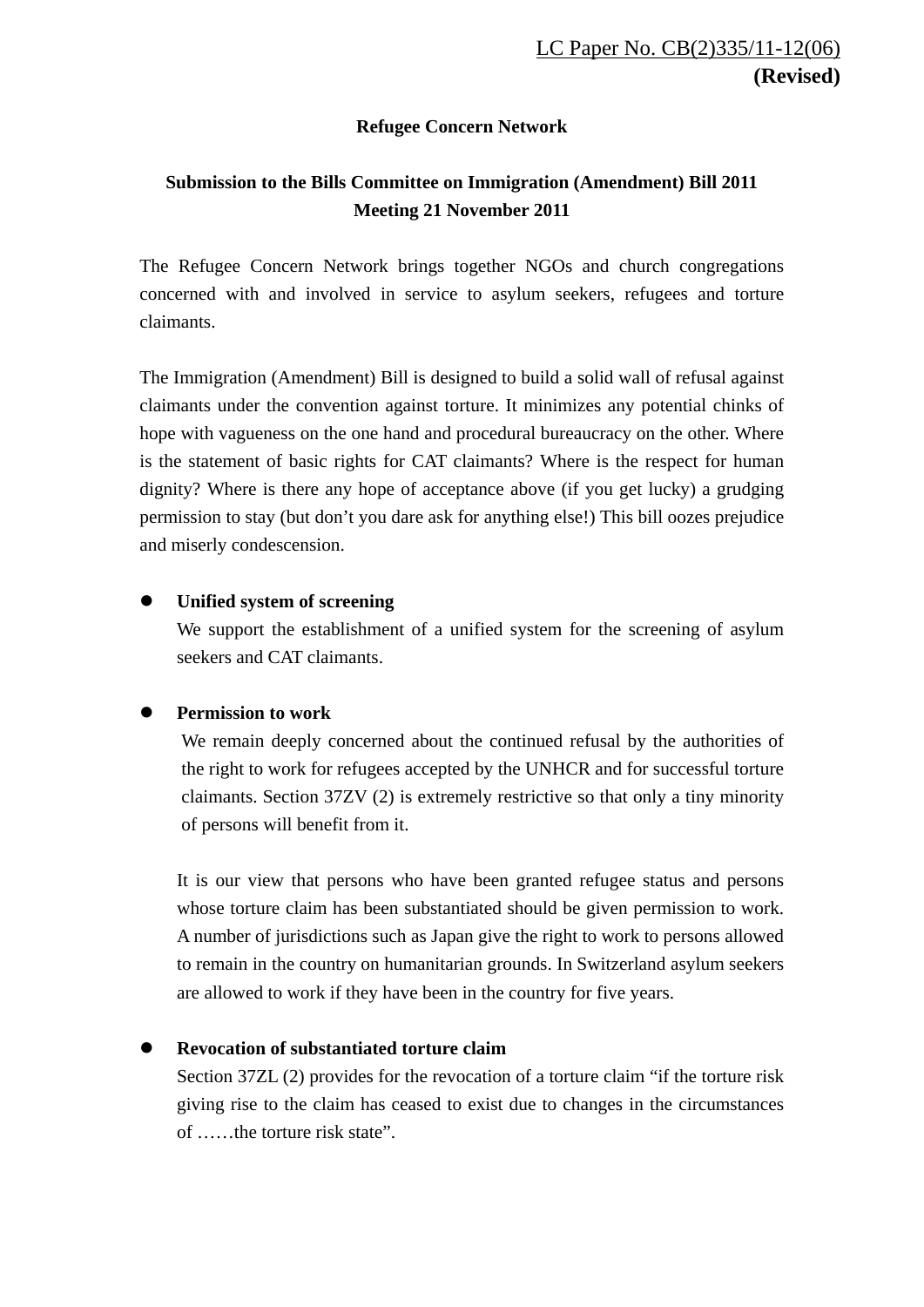LC Paper No. CB(2)335/11-12(06)
**(Revised)**

**Refugee Concern Network**

**Submission to the Bills Committee on Immigration (Amendment) Bill 2011**
**Meeting 21 November 2011**

The Refugee Concern Network brings together NGOs and church congregations concerned with and involved in service to asylum seekers, refugees and torture claimants.

The Immigration (Amendment) Bill is designed to build a solid wall of refusal against claimants under the convention against torture. It minimizes any potential chinks of hope with vagueness on the one hand and procedural bureaucracy on the other. Where is the statement of basic rights for CAT claimants? Where is the respect for human dignity? Where is there any hope of acceptance above (if you get lucky) a grudging permission to stay (but don't you dare ask for anything else!) This bill oozes prejudice and miserly condescension.

- **Unified system of screening**
  We support the establishment of a unified system for the screening of asylum seekers and CAT claimants.

- **Permission to work**
  We remain deeply concerned about the continued refusal by the authorities of the right to work for refugees accepted by the UNHCR and for successful torture claimants. Section 37ZV (2) is extremely restrictive so that only a tiny minority of persons will benefit from it.

  It is our view that persons who have been granted refugee status and persons whose torture claim has been substantiated should be given permission to work. A number of jurisdictions such as Japan give the right to work to persons allowed to remain in the country on humanitarian grounds. In Switzerland asylum seekers are allowed to work if they have been in the country for five years.

- **Revocation of substantiated torture claim**
  Section 37ZL (2) provides for the revocation of a torture claim "if the torture risk giving rise to the claim has ceased to exist due to changes in the circumstances of ……the torture risk state".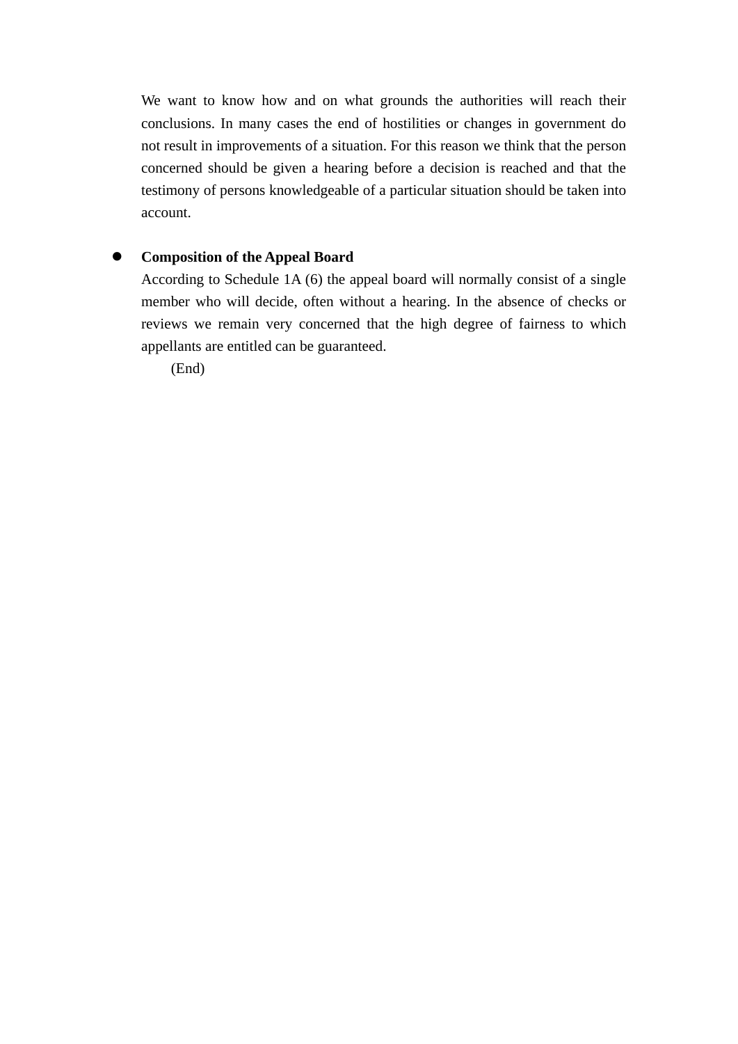We want to know how and on what grounds the authorities will reach their conclusions. In many cases the end of hostilities or changes in government do not result in improvements of a situation. For this reason we think that the person concerned should be given a hearing before a decision is reached and that the testimony of persons knowledgeable of a particular situation should be taken into account.

- **Composition of the Appeal Board**

  According to Schedule 1A (6) the appeal board will normally consist of a single member who will decide, often without a hearing. In the absence of checks or reviews we remain very concerned that the high degree of fairness to which appellants are entitled can be guaranteed.

(End)